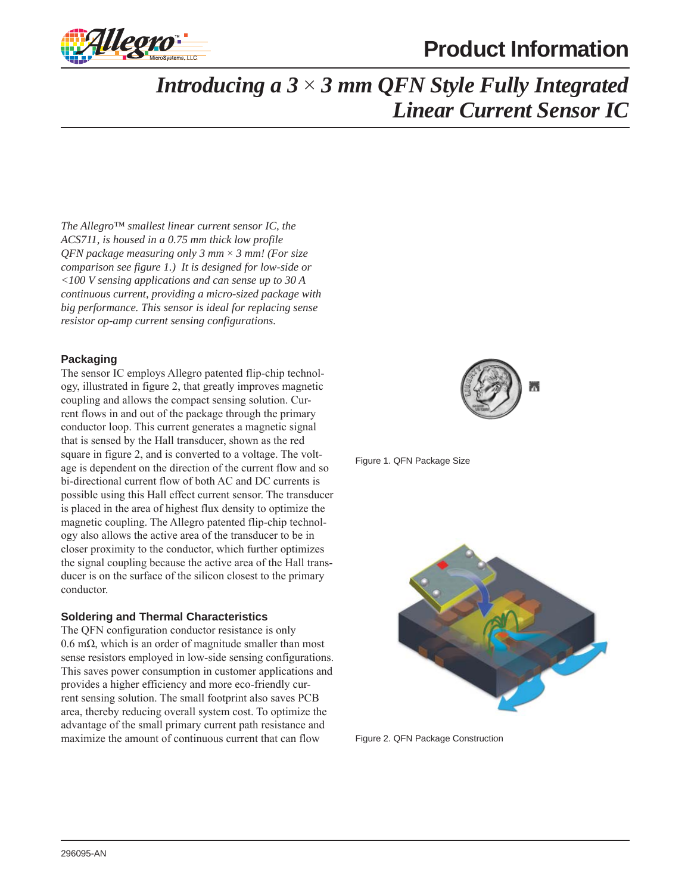# Product Information

## *Introducing a 3 × 3 mm QFN Style Fully Integrated Linear Current Sensor IC*

*The Allegro™ smallest linear current sensor IC, the ACS711, is housed in a 0.75 mm thick low profile QFN package measuring only 3 mm × 3 mm! (For size comparison see figure 1.) It is designed for low-side or <100 V sensing applications and can sense up to 30 A continuous current, providing a micro-sized package with big performance. This sensor is ideal for replacing sense resistor op-amp current sensing configurations.*

### Packaging

The sensor IC employs Allegro patented flip-chip technology, illustrated in figure 2, that greatly improves magnetic coupling and allows the compact sensing solution. Current flows in and out of the package through the primary conductor loop. This current generates a magnetic signal that is sensed by the Hall transducer, shown as the red square in figure 2, and is converted to a voltage. The voltage is dependent on the direction of the current flow and so bi-directional current flow of both AC and DC currents is possible using this Hall effect current sensor. The transducer is placed in the area of highest flux density to optimize the magnetic coupling. The Allegro patented flip-chip technology also allows the active area of the transducer to be in closer proximity to the conductor, which further optimizes the signal coupling because the active area of the Hall transducer is on the surface of the silicon closest to the primary conductor.

Figure 1. QFN Package Size

Figure 2. QFN Package Construction

### Soldering and Thermal Characteristics

The QFN configuration conductor resistance is only 0.6 mΩ, which is an order of magnitude smaller than most sense resistors employed in low-side sensing configurations. This saves power consumption in customer applications and provides a higher efficiency and more eco-friendly current sensing solution. The small footprint also saves PCB area, thereby reducing overall system cost. To optimize the advantage of the small primary current path resistance and maximize the amount of continuous current that can flow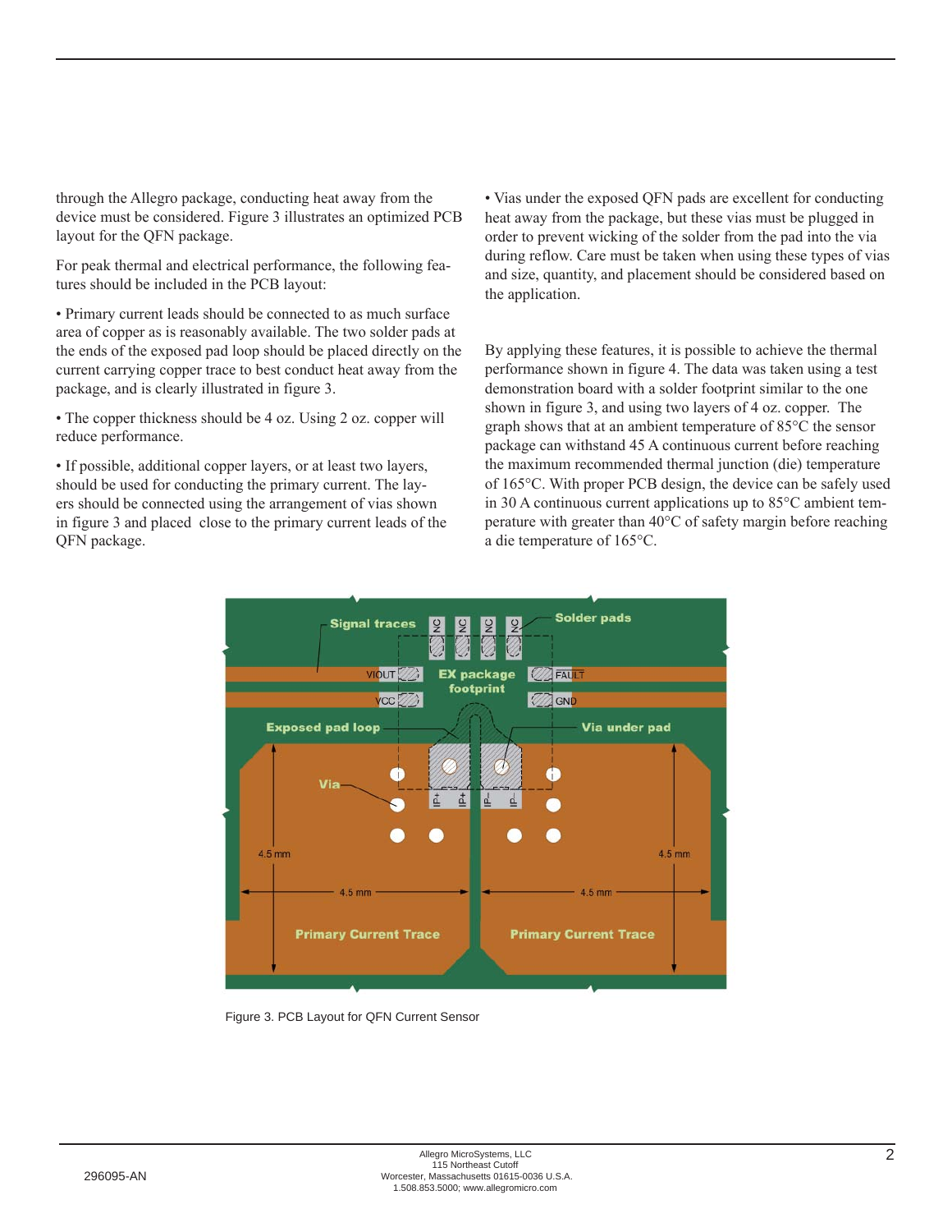through the Allegro package, conducting heat away from the device must be considered. Figure 3 illustrates an optimized PCB layout for the QFN package.

For peak thermal and electrical performance, the following features should be included in the PCB layout:

- Primary current leads should be connected to as much surface area of copper as is reasonably available. The two solder pads at the ends of the exposed pad loop should be placed directly on the current carrying copper trace to best conduct heat away from the package, and is clearly illustrated in figure 3.
- The copper thickness should be 4 oz. Using 2 oz. copper will reduce performance.
- If possible, additional copper layers, or at least two layers, should be used for conducting the primary current. The layers should be connected using the arrangement of vias shown in figure 3 and placed close to the primary current leads of the QFN package.
- Vias under the exposed QFN pads are excellent for conducting heat away from the package, but these vias must be plugged in order to prevent wicking of the solder from the pad into the via during reflow. Care must be taken when using these types of vias and size, quantity, and placement should be considered based on the application.

By applying these features, it is possible to achieve the thermal performance shown in figure 4. The data was taken using a test demonstration board with a solder footprint similar to the one shown in figure 3, and using two layers of 4 oz. copper. The graph shows that at an ambient temperature of 85°C the sensor package can withstand 45 A continuous current before reaching the maximum recommended thermal junction (die) temperature of 165°C. With proper PCB design, the device can be safely used in 30 A continuous current applications up to 85°C ambient temperature with greater than 40°C of safety margin before reaching a die temperature of 165°C.

Figure 3. PCB Layout for QFN Current Sensor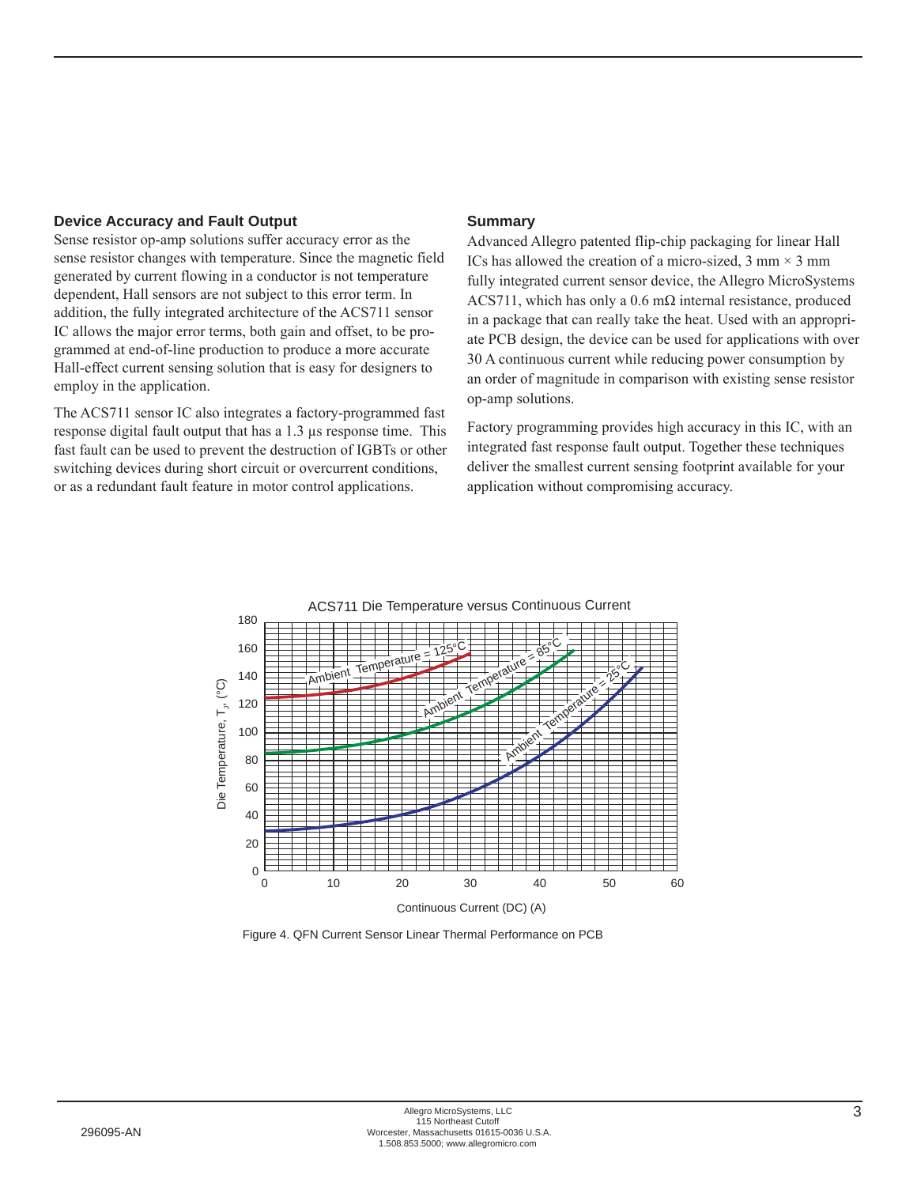### Device Accuracy and Fault Output

Sense resistor op-amp solutions suffer accuracy error as the sense resistor changes with temperature. Since the magnetic field generated by current flowing in a conductor is not temperature dependent, Hall sensors are not subject to this error term. In addition, the fully integrated architecture of the ACS711 sensor IC allows the major error terms, both gain and offset, to be programmed at end-of-line production to produce a more accurate Hall-effect current sensing solution that is easy for designers to employ in the application.

The ACS711 sensor IC also integrates a factory-programmed fast response digital fault output that has a 1.3 µs response time. This fast fault can be used to prevent the destruction of IGBTs or other switching devices during short circuit or overcurrent conditions, or as a redundant fault feature in motor control applications.

### Summary

Advanced Allegro patented flip-chip packaging for linear Hall ICs has allowed the creation of a micro-sized, 3 mm × 3 mm fully integrated current sensor device, the Allegro MicroSystems ACS711, which has only a 0.6 mΩ internal resistance, produced in a package that can really take the heat. Used with an appropriate PCB design, the device can be used for applications with over 30 A continuous current while reducing power consumption by an order of magnitude in comparison with existing sense resistor op-amp solutions.

Factory programming provides high accuracy in this IC, with an integrated fast response fault output. Together these techniques deliver the smallest current sensing footprint available for your application without compromising accuracy.

ACS711 Die Temperature versus Continuous Current

Figure 4. QFN Current Sensor Linear Thermal Performance on PCB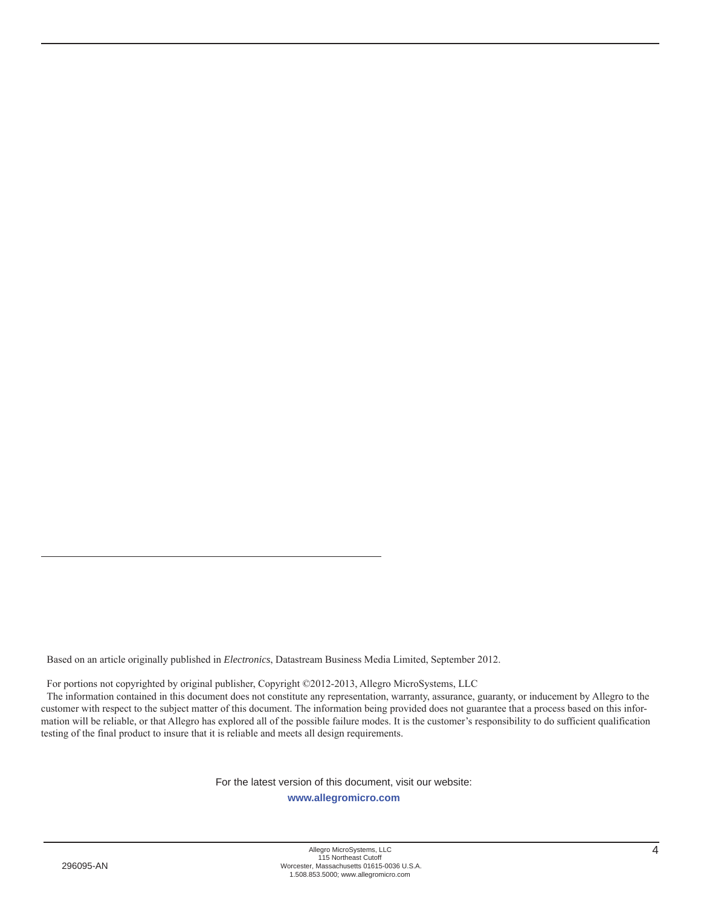Based on an article originally published in *Electronics*, Datastream Business Media Limited, September 2012.

For portions not copyrighted by original publisher, Copyright ©2012-2013, Allegro MicroSystems, LLC

The information contained in this document does not constitute any representation, warranty, assurance, guaranty, or inducement by Allegro to the customer with respect to the subject matter of this document. The information being provided does not guarantee that a process based on this information will be reliable, or that Allegro has explored all of the possible failure modes. It is the customer's responsibility to do sufficient qualification testing of the final product to insure that it is reliable and meets all design requirements.

For the latest version of this document, visit our website:

**www.allegromicro.com**

296095-AN

Allegro MicroSystems, LLC
115 Northeast Cutoff
Worcester, Massachusetts 01615-0036 U.S.A.
1.508.853.5000; www.allegromicro.com